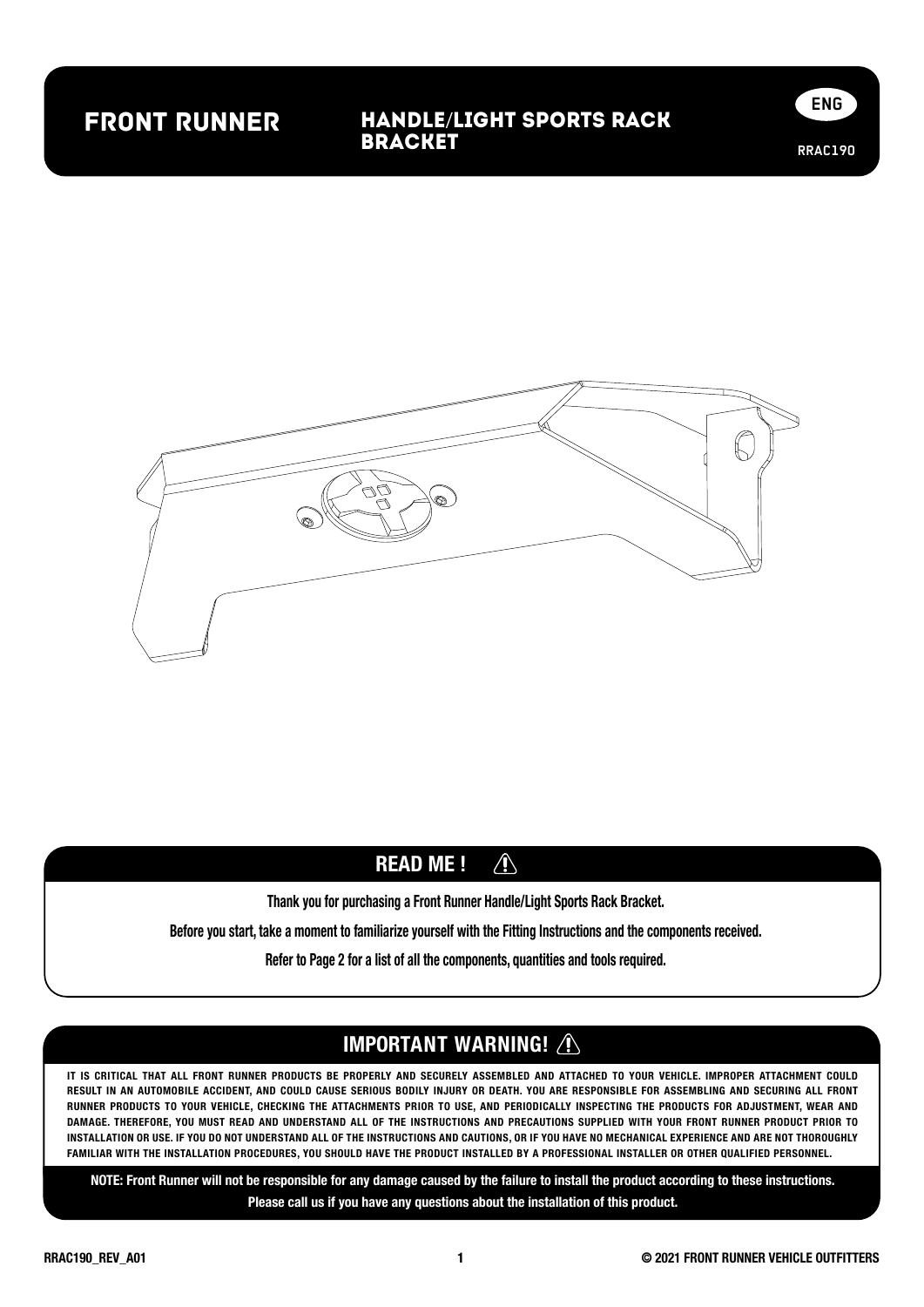# FRONT RUNNER

## HANDLE/LIGHT SPORTS RACK BRACKET

ENG

RRAC190

## READ ME !

**Thank you for purchasing a Front Runner Handle/Light Sports Rack Bracket.**

**Before you start, take a moment to familiarize yourself with the Fitting Instructions and the components received.**

**Refer to Page 2 for a list of all the components, quantities and tools required.**

## IMPORTANT WARNING!

IT IS CRITICAL THAT ALL FRONT RUNNER PRODUCTS BE PROPERLY AND SECURELY ASSEMBLED AND ATTACHED TO YOUR VEHICLE. IMPROPER ATTACHMENT COULD RESULT IN AN AUTOMOBILE ACCIDENT, AND COULD CAUSE SERIOUS BODILY INJURY OR DEATH. YOU ARE RESPONSIBLE FOR ASSEMBLING AND SECURING ALL FRONT RUNNER PRODUCTS TO YOUR VEHICLE, CHECKING THE ATTACHMENTS PRIOR TO USE, AND PERIODICALLY INSPECTING THE PRODUCTS FOR ADJUSTMENT, WEAR AND DAMAGE. THEREFORE, YOU MUST READ AND UNDERSTAND ALL OF THE INSTRUCTIONS AND PRECAUTIONS SUPPLIED WITH YOUR FRONT RUNNER PRODUCT PRIOR TO INSTALLATION OR USE. IF YOU DO NOT UNDERSTAND ALL OF THE INSTRUCTIONS AND CAUTIONS, OR IF YOU HAVE NO MECHANICAL EXPERIENCE AND ARE NOT THOROUGHLY FAMILIAR WITH THE INSTALLATION PROCEDURES, YOU SHOULD HAVE THE PRODUCT INSTALLED BY A PROFESSIONAL INSTALLER OR OTHER QUALIFIED PERSONNEL.

**NOTE: Front Runner will not be responsible for any damage caused by the failure to install the product according to these instructions.**
**Please call us if you have any questions about the installation of this product.**

RRAC190_REV_A01

© 2021 FRONT RUNNER VEHICLE OUTFITTERS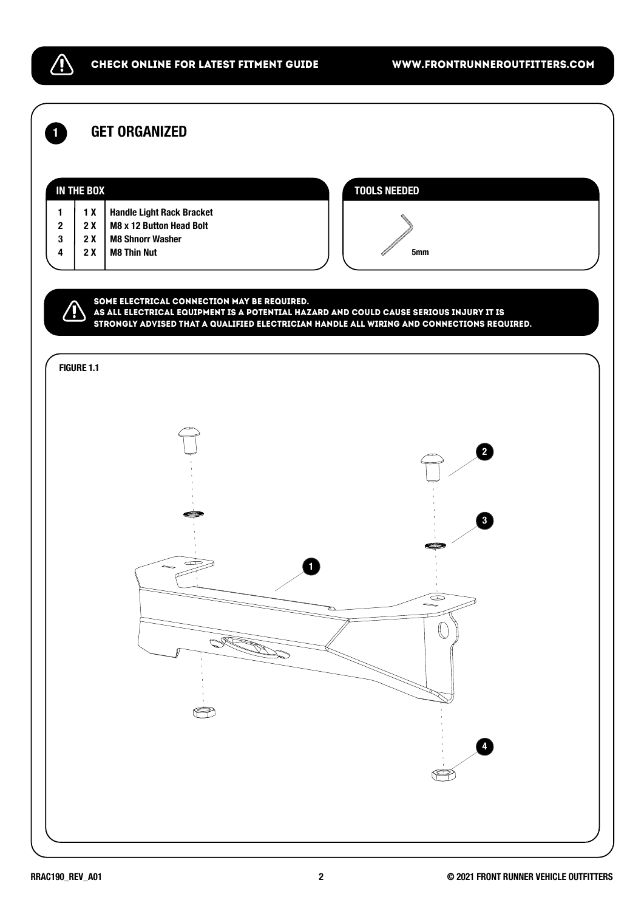⚠ CHECK ONLINE FOR LATEST FITMENT GUIDE — WWW.FRONTRUNNEROUTFITTERS.COM

## 1 GET ORGANIZED

**IN THE BOX**

| | | |
|---|---|---|
| 1 | 1 X | Handle Light Rack Bracket |
| 2 | 2 X | M8 x 12 Button Head Bolt |
| 3 | 2 X | M8 Shnorr Washer |
| 4 | 2 X | M8 Thin Nut |

**TOOLS NEEDED**

5mm

⚠ **SOME ELECTRICAL CONNECTION MAY BE REQUIRED.**
**AS ALL ELECTRICAL EQUIPMENT IS A POTENTIAL HAZARD AND COULD CAUSE SERIOUS INJURY IT IS STRONGLY ADVISED THAT A QUALIFIED ELECTRICIAN HANDLE ALL WIRING AND CONNECTIONS REQUIRED.**

FIGURE 1.1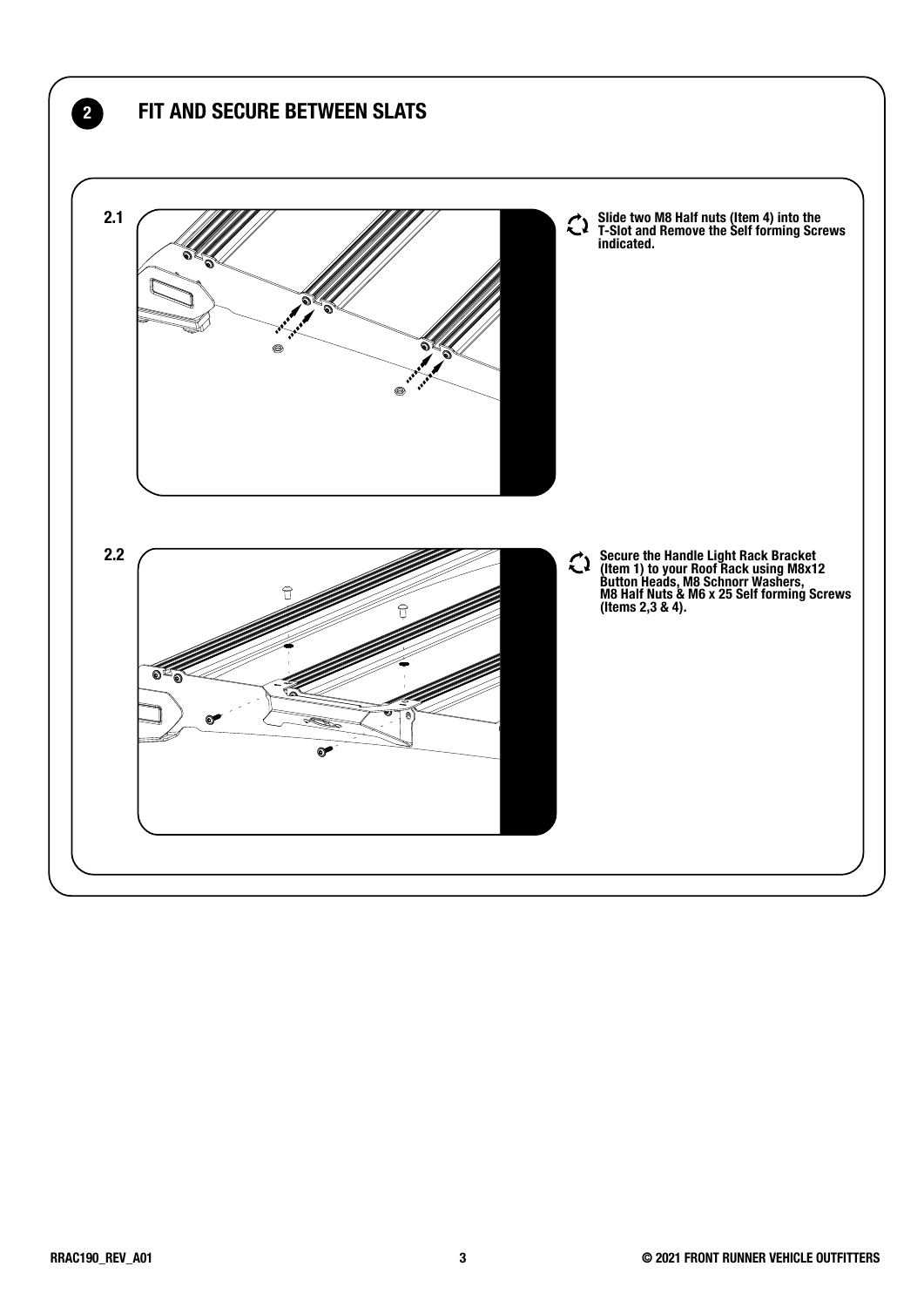## 2 FIT AND SECURE BETWEEN SLATS

**2.1**

**Slide two M8 Half nuts (Item 4) into the T-Slot and Remove the Self forming Screws indicated.**

**2.2**

**Secure the Handle Light Rack Bracket (Item 1) to your Roof Rack using M8x12 Button Heads, M8 Schnorr Washers, M8 Half Nuts & M6 x 25 Self forming Screws (Items 2,3 & 4).**

RRAC190_REV_A01

© 2021 FRONT RUNNER VEHICLE OUTFITTERS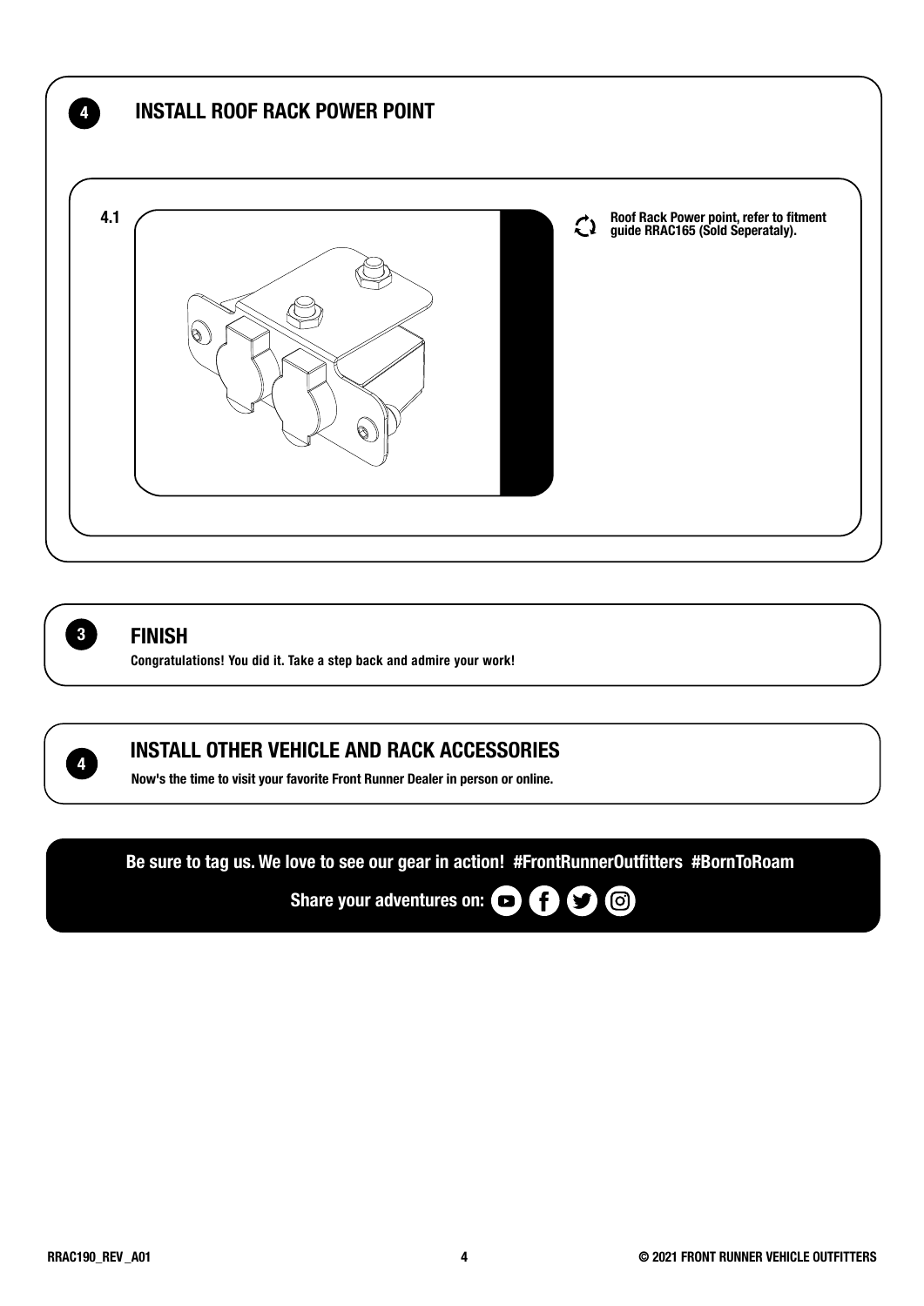## 4 INSTALL ROOF RACK POWER POINT

**4.1**

**Roof Rack Power point, refer to fitment guide RRAC165 (Sold Seperataly).**

## 3 FINISH

**Congratulations! You did it. Take a step back and admire your work!**

## 4 INSTALL OTHER VEHICLE AND RACK ACCESSORIES

**Now's the time to visit your favorite Front Runner Dealer in person or online.**

**Be sure to tag us. We love to see our gear in action! #FrontRunnerOutfitters #BornToRoam**

**Share your adventures on:**